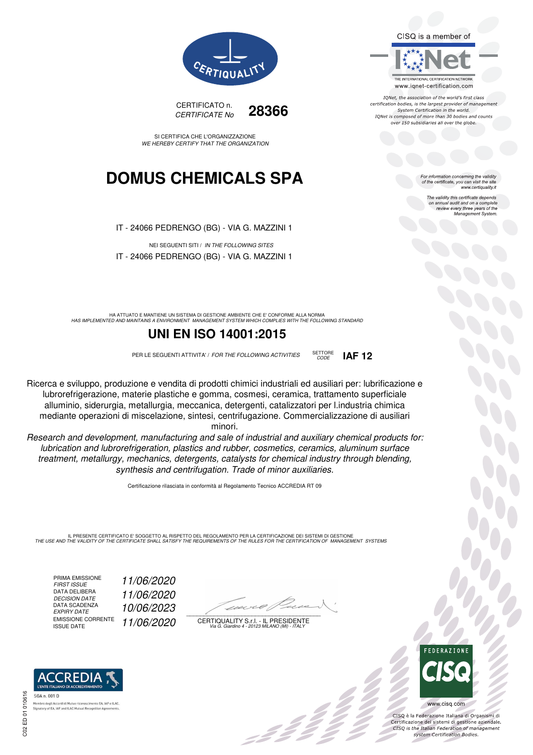CERTIQUALITY

CERTIFICATO n.
*CERTIFICATE No* **28366**

SI CERTIFICA CHE L'ORGANIZZAZIONE
*WE HEREBY CERTIFY THAT THE ORGANIZATION*

# DOMUS CHEMICALS SPA

IT - 24066 PEDRENGO (BG) - VIA G. MAZZINI 1

NEI SEGUENTI SITI / *IN THE FOLLOWING SITES*

IT - 24066 PEDRENGO (BG) - VIA G. MAZZINI 1

HA ATTUATO E MANTIENE UN SISTEMA DI GESTIONE AMBIENTE CHE E' CONFORME ALLA NORMA
*HAS IMPLEMENTED AND MAINTAINS A ENVIRONMENT MANAGEMENT SYSTEM WHICH COMPLIES WITH THE FOLLOWING STANDARD*

## UNI EN ISO 14001:2015

PER LE SEGUENTI ATTIVITA' / *FOR THE FOLLOWING ACTIVITIES* SETTORE *CODE* **IAF 12**

Ricerca e sviluppo, produzione e vendita di prodotti chimici industriali ed ausiliari per: lubrificazione e lubrorefrigerazione, materie plastiche e gomma, cosmesi, ceramica, trattamento superficiale alluminio, siderurgia, metallurgia, meccanica, detergenti, catalizzatori per l.industria chimica mediante operazioni di miscelazione, sintesi, centrifugazione. Commercializzazione di ausiliari minori.

*Research and development, manufacturing and sale of industrial and auxiliary chemical products for: lubrication and lubrorefrigeration, plastics and rubber, cosmetics, ceramics, aluminum surface treatment, metallurgy, mechanics, detergents, catalysts for chemical industry through blending, synthesis and centrifugation. Trade of minor auxiliaries.*

Certificazione rilasciata in conformità al Regolamento Tecnico ACCREDIA RT 09

IL PRESENTE CERTIFICATO E' SOGGETTO AL RISPETTO DEL REGOLAMENTO PER LA CERTIFICAZIONE DEI SISTEMI DI GESTIONE
*THE USE AND THE VALIDITY OF THE CERTIFICATE SHALL SATISFY THE REQUIREMENTS OF THE RULES FOR THE CERTIFICATION OF MANAGEMENT SYSTEMS*

| | |
|---|---|
| PRIMA EMISSIONE *FIRST ISSUE* | *11/06/2020* |
| DATA DELIBERA *DECISION DATE* | *11/06/2020* |
| DATA SCADENZA *EXPIRY DATE* | *10/06/2023* |
| EMISSIONE CORRENTE *ISSUE DATE* | *11/06/2020* |

CERTIQUALITY S.r.l. - IL PRESIDENTE
*Via G. Giardino 4 - 20123 MILANO (MI) - ITALY*

CISQ is a member of IQNet
THE INTERNATIONAL CERTIFICATION NETWORK
www.iqnet-certification.com

*IQNet, the association of the world's first class certification bodies, is the largest provider of management System Certification in the world. IQNet is composed of more than 30 bodies and counts over 150 subsidiaries all over the globe.*

*For information concerning the validity of the certificate, you can visit the site www.certiquality.it*

*The validity this certificate depends on annual audit and on a complete review every three years of the Management System.*

ACCREDIA L'ENTE ITALIANO DI ACCREDITAMENTO
SGA n. 001 D
Membro degli Accordi di Mutuo riconoscimento EA, IAF e ILAC. Signatory of EA, IAF and ILAC Mutual Recognition Agreements.

C02 ED 01 010616

FEDERAZIONE CISQ
www.cisq.com

CISQ è la Federazione Italiana di Organismi di Certificazione dei sistemi di gestione aziendale.
*CISQ is the Italian Federation of management system Certification Bodies.*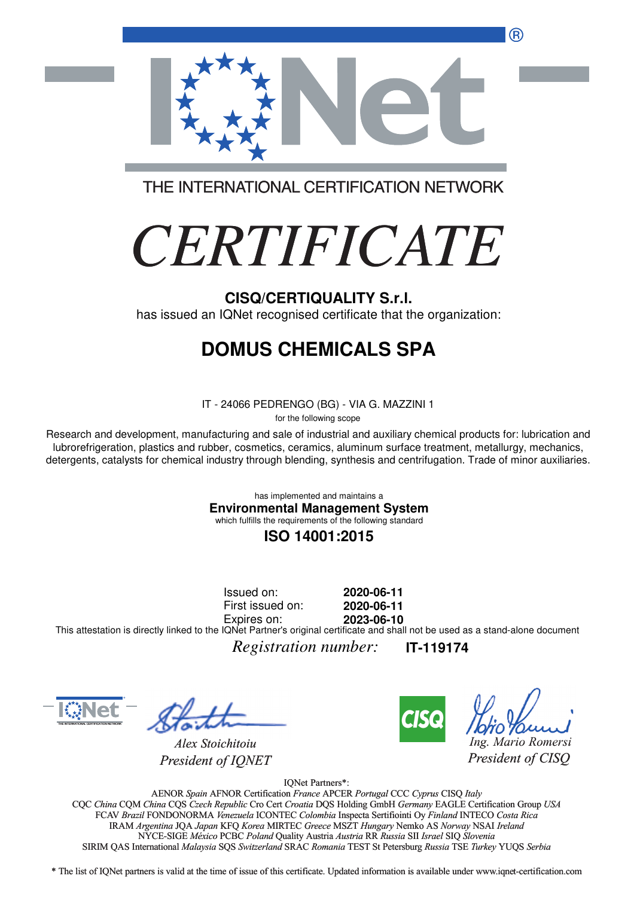THE INTERNATIONAL CERTIFICATION NETWORK

# CERTIFICATE

**CISQ/CERTIQUALITY S.r.l.**

has issued an IQNet recognised certificate that the organization:

## DOMUS CHEMICALS SPA

IT - 24066 PEDRENGO (BG) - VIA G. MAZZINI 1

for the following scope

Research and development, manufacturing and sale of industrial and auxiliary chemical products for: lubrication and lubrorefrigeration, plastics and rubber, cosmetics, ceramics, aluminum surface treatment, metallurgy, mechanics, detergents, catalysts for chemical industry through blending, synthesis and centrifugation. Trade of minor auxiliaries.

has implemented and maintains a

**Environmental Management System**

which fulfills the requirements of the following standard

**ISO 14001:2015**

Issued on: **2020-06-11**
First issued on: **2020-06-11**
Expires on: **2023-06-10**

This attestation is directly linked to the IQNet Partner's original certificate and shall not be used as a stand-alone document

*Registration number:* **IT-119174**

*Alex Stoichitoiu*
*President of IQNET*

*Ing. Mario Romersi*
*President of CISQ*

IQNet Partners*:

AENOR *Spain* AFNOR Certification *France* APCER *Portugal* CCC *Cyprus* CISQ *Italy*
CQC *China* CQM *China* CQS *Czech Republic* Cro Cert *Croatia* DQS Holding GmbH *Germany* EAGLE Certification Group *USA*
FCAV *Brazil* FONDONORMA *Venezuela* ICONTEC *Colombia* Inspecta Sertifiointi Oy *Finland* INTECO *Costa Rica*
IRAM *Argentina* JQA *Japan* KFQ *Korea* MIRTEC *Greece* MSZT *Hungary* Nemko AS *Norway* NSAI *Ireland*
NYCE-SIGE *México* PCBC *Poland* Quality Austria *Austria* RR *Russia* SII *Israel* SIQ *Slovenia*
SIRIM QAS International *Malaysia* SQS *Switzerland* SRAC *Romania* TEST St Petersburg *Russia* TSE *Turkey* YUQS *Serbia*

\* The list of IQNet partners is valid at the time of issue of this certificate. Updated information is available under www.iqnet-certification.com